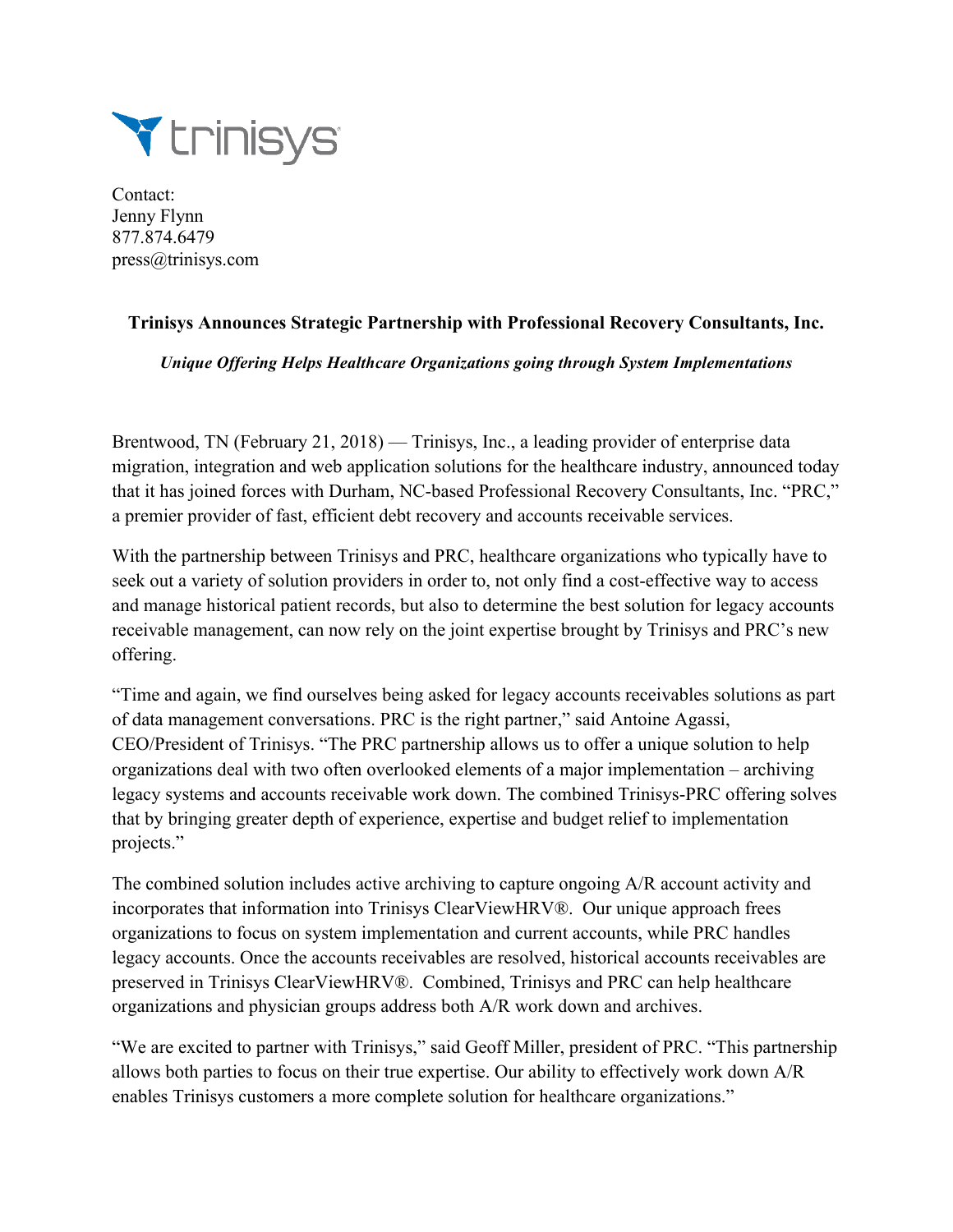trinisys

Contact:
Jenny Flynn
877.874.6479
press@trinisys.com

## Trinisys Announces Strategic Partnership with Professional Recovery Consultants, Inc.

***Unique Offering Helps Healthcare Organizations going through System Implementations***

Brentwood, TN (February 21, 2018) — Trinisys, Inc., a leading provider of enterprise data migration, integration and web application solutions for the healthcare industry, announced today that it has joined forces with Durham, NC-based Professional Recovery Consultants, Inc. "PRC," a premier provider of fast, efficient debt recovery and accounts receivable services.

With the partnership between Trinisys and PRC, healthcare organizations who typically have to seek out a variety of solution providers in order to, not only find a cost-effective way to access and manage historical patient records, but also to determine the best solution for legacy accounts receivable management, can now rely on the joint expertise brought by Trinisys and PRC's new offering.

"Time and again, we find ourselves being asked for legacy accounts receivables solutions as part of data management conversations. PRC is the right partner," said Antoine Agassi, CEO/President of Trinisys. "The PRC partnership allows us to offer a unique solution to help organizations deal with two often overlooked elements of a major implementation – archiving legacy systems and accounts receivable work down. The combined Trinisys-PRC offering solves that by bringing greater depth of experience, expertise and budget relief to implementation projects."

The combined solution includes active archiving to capture ongoing A/R account activity and incorporates that information into Trinisys ClearViewHRV®. Our unique approach frees organizations to focus on system implementation and current accounts, while PRC handles legacy accounts. Once the accounts receivables are resolved, historical accounts receivables are preserved in Trinisys ClearViewHRV®. Combined, Trinisys and PRC can help healthcare organizations and physician groups address both A/R work down and archives.

"We are excited to partner with Trinisys," said Geoff Miller, president of PRC. "This partnership allows both parties to focus on their true expertise. Our ability to effectively work down A/R enables Trinisys customers a more complete solution for healthcare organizations."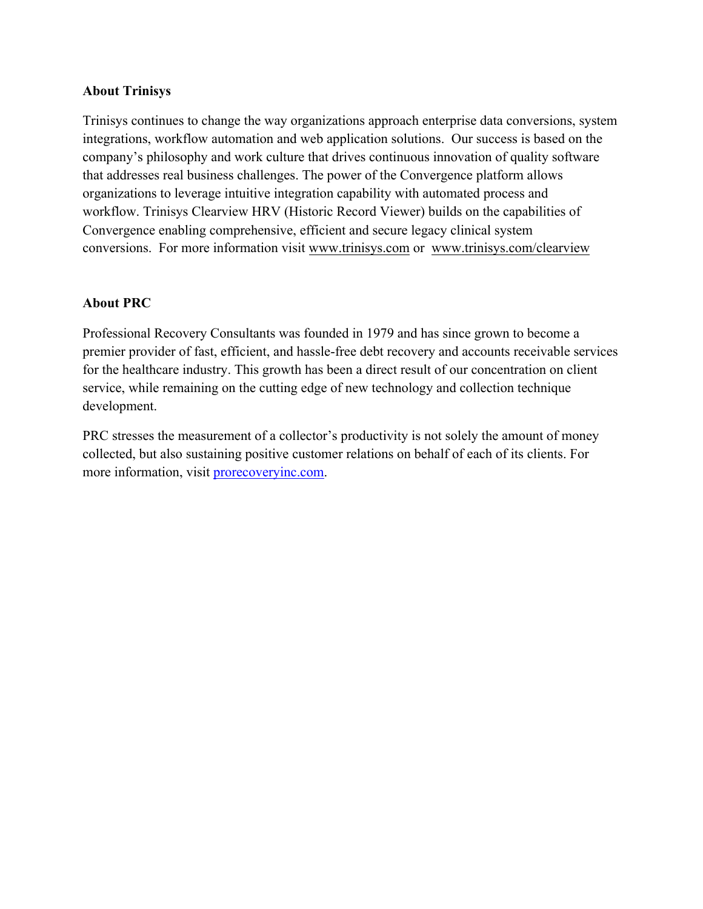**About Trinisys**

Trinisys continues to change the way organizations approach enterprise data conversions, system integrations, workflow automation and web application solutions. Our success is based on the company's philosophy and work culture that drives continuous innovation of quality software that addresses real business challenges. The power of the Convergence platform allows organizations to leverage intuitive integration capability with automated process and workflow. Trinisys Clearview HRV (Historic Record Viewer) builds on the capabilities of Convergence enabling comprehensive, efficient and secure legacy clinical system conversions. For more information visit www.trinisys.com or www.trinisys.com/clearview

**About PRC**

Professional Recovery Consultants was founded in 1979 and has since grown to become a premier provider of fast, efficient, and hassle-free debt recovery and accounts receivable services for the healthcare industry. This growth has been a direct result of our concentration on client service, while remaining on the cutting edge of new technology and collection technique development.

PRC stresses the measurement of a collector's productivity is not solely the amount of money collected, but also sustaining positive customer relations on behalf of each of its clients. For more information, visit prorecoveryinc.com.